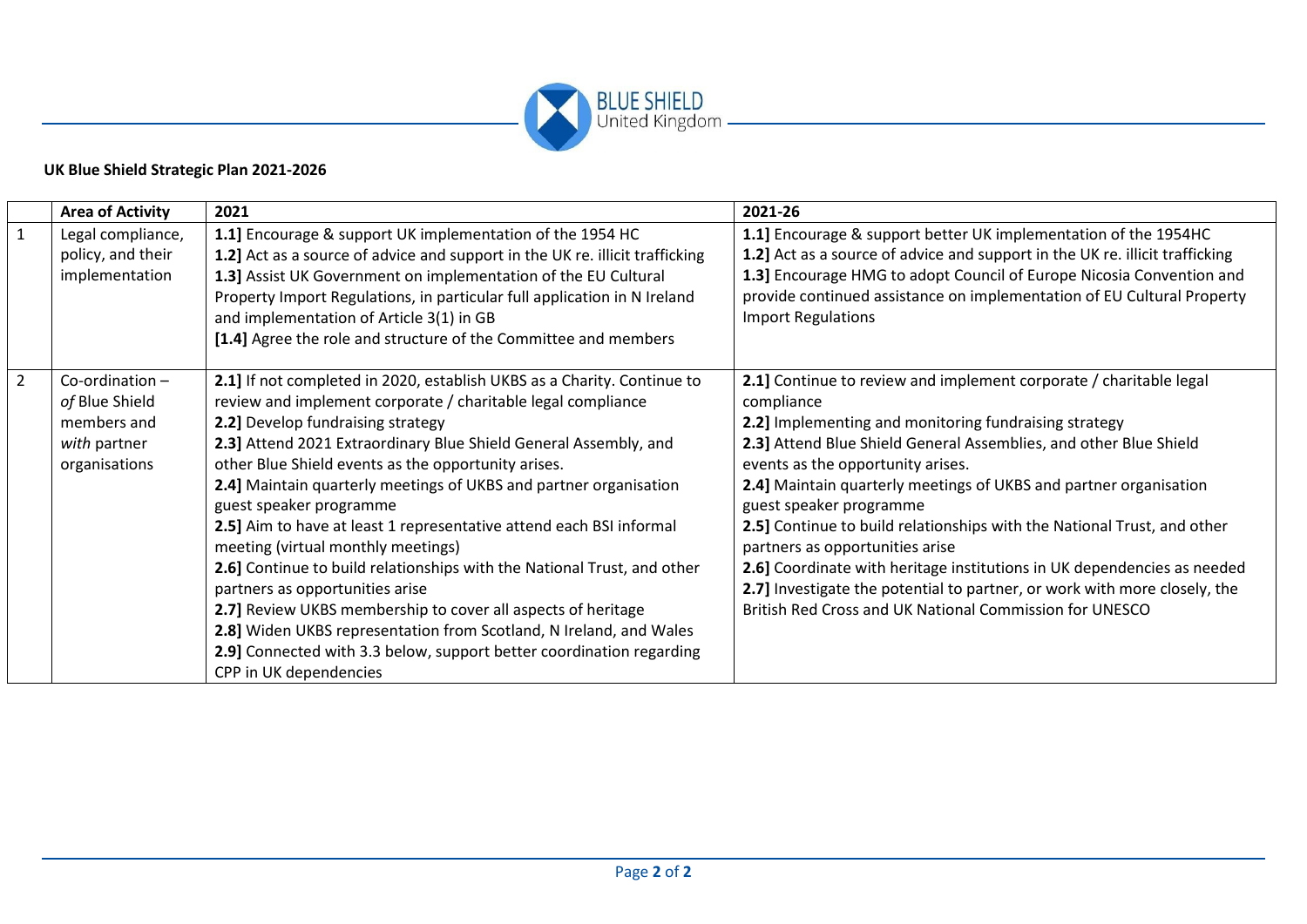**UK Blue Shield Strategic Plan 2021-2026**

| | Area of Activity | 2021 | 2021-26 |
|---|---|---|---|
| 1 | Legal compliance, policy, and their implementation | **1.1]** Encourage & support UK implementation of the 1954 HC<br>**1.2]** Act as a source of advice and support in the UK re. illicit trafficking<br>**1.3]** Assist UK Government on implementation of the EU Cultural Property Import Regulations, in particular full application in N Ireland and implementation of Article 3(1) in GB<br>**[1.4]** Agree the role and structure of the Committee and members | **1.1]** Encourage & support better UK implementation of the 1954HC<br>**1.2]** Act as a source of advice and support in the UK re. illicit trafficking<br>**1.3]** Encourage HMG to adopt Council of Europe Nicosia Convention and provide continued assistance on implementation of EU Cultural Property Import Regulations |
| 2 | Co-ordination – *of* Blue Shield members and *with* partner organisations | **2.1]** If not completed in 2020, establish UKBS as a Charity. Continue to review and implement corporate / charitable legal compliance<br>**2.2]** Develop fundraising strategy<br>**2.3]** Attend 2021 Extraordinary Blue Shield General Assembly, and other Blue Shield events as the opportunity arises.<br>**2.4]** Maintain quarterly meetings of UKBS and partner organisation guest speaker programme<br>**2.5]** Aim to have at least 1 representative attend each BSI informal meeting (virtual monthly meetings)<br>**2.6]** Continue to build relationships with the National Trust, and other partners as opportunities arise<br>**2.7]** Review UKBS membership to cover all aspects of heritage<br>**2.8]** Widen UKBS representation from Scotland, N Ireland, and Wales<br>**2.9]** Connected with 3.3 below, support better coordination regarding CPP in UK dependencies | **2.1]** Continue to review and implement corporate / charitable legal compliance<br>**2.2]** Implementing and monitoring fundraising strategy<br>**2.3]** Attend Blue Shield General Assemblies, and other Blue Shield events as the opportunity arises.<br>**2.4]** Maintain quarterly meetings of UKBS and partner organisation guest speaker programme<br>**2.5]** Continue to build relationships with the National Trust, and other partners as opportunities arise<br>**2.6]** Coordinate with heritage institutions in UK dependencies as needed<br>**2.7]** Investigate the potential to partner, or work with more closely, the British Red Cross and UK National Commission for UNESCO |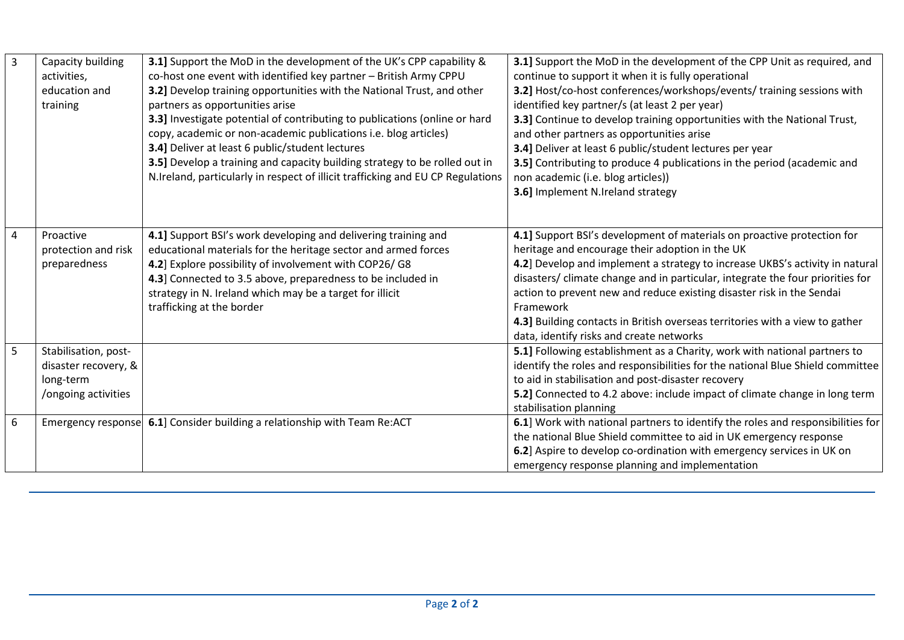| | | | |
|---|---|---|---|
| 3 | Capacity building activities, education and training | **3.1]** Support the MoD in the development of the UK's CPP capability & co-host one event with identified key partner – British Army CPPU<br>**3.2]** Develop training opportunities with the National Trust, and other partners as opportunities arise<br>**3.3]** Investigate potential of contributing to publications (online or hard copy, academic or non-academic publications i.e. blog articles)<br>**3.4]** Deliver at least 6 public/student lectures<br>**3.5]** Develop a training and capacity building strategy to be rolled out in N.Ireland, particularly in respect of illicit trafficking and EU CP Regulations | **3.1]** Support the MoD in the development of the CPP Unit as required, and continue to support it when it is fully operational<br>**3.2]** Host/co-host conferences/workshops/events/ training sessions with identified key partner/s (at least 2 per year)<br>**3.3]** Continue to develop training opportunities with the National Trust, and other partners as opportunities arise<br>**3.4]** Deliver at least 6 public/student lectures per year<br>**3.5]** Contributing to produce 4 publications in the period (academic and non academic (i.e. blog articles))<br>**3.6]** Implement N.Ireland strategy |
| 4 | Proactive protection and risk preparedness | **4.1]** Support BSI's work developing and delivering training and educational materials for the heritage sector and armed forces<br>**4.2**] Explore possibility of involvement with COP26/ G8<br>**4.3**] Connected to 3.5 above, preparedness to be included in strategy in N. Ireland which may be a target for illicit trafficking at the border | **4.1]** Support BSI's development of materials on proactive protection for heritage and encourage their adoption in the UK<br>**4.2**] Develop and implement a strategy to increase UKBS's activity in natural disasters/ climate change and in particular, integrate the four priorities for action to prevent new and reduce existing disaster risk in the Sendai Framework<br>**4.3]** Building contacts in British overseas territories with a view to gather data, identify risks and create networks |
| 5 | Stabilisation, post-disaster recovery, & long-term /ongoing activities | | **5.1]** Following establishment as a Charity, work with national partners to identify the roles and responsibilities for the national Blue Shield committee to aid in stabilisation and post-disaster recovery<br>**5.2]** Connected to 4.2 above: include impact of climate change in long term stabilisation planning |
| 6 | Emergency response | **6.1**] Consider building a relationship with Team Re:ACT | **6.1**] Work with national partners to identify the roles and responsibilities for the national Blue Shield committee to aid in UK emergency response<br>**6.2**] Aspire to develop co-ordination with emergency services in UK on emergency response planning and implementation |